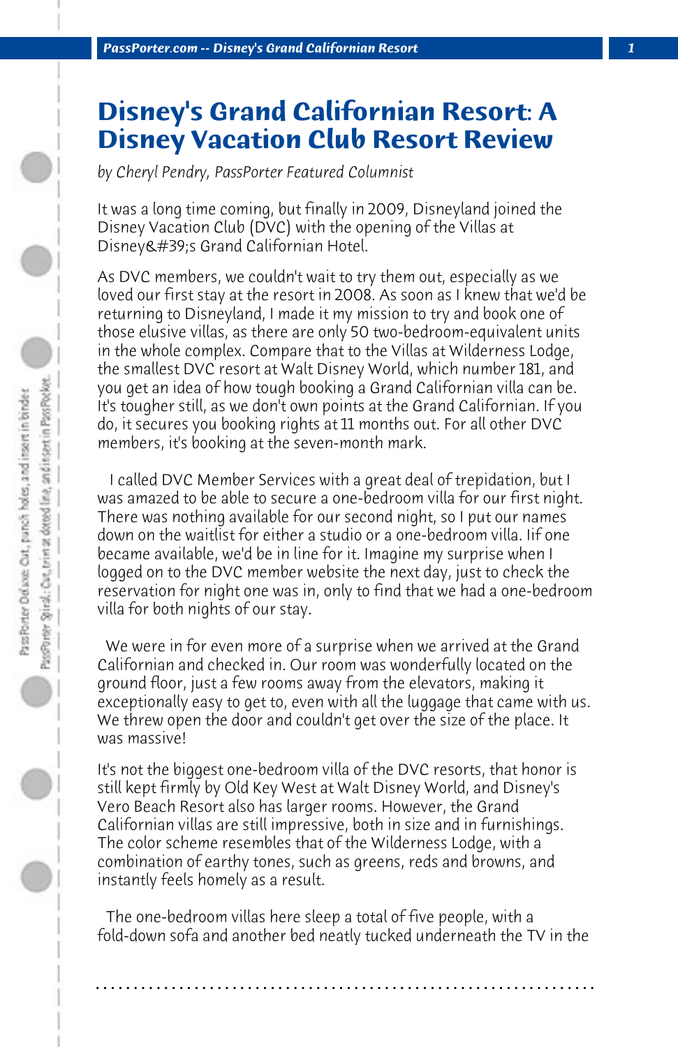# Disney's Grand Californian Resort: A Disney Vacation Club Resort Review

*by Cheryl Pendry, PassPorter Featured Columnist*

It was a long time coming, but finally in 2009, Disneyland joined the Disney Vacation Club (DVC) with the opening of the Villas at Disney&#39;s Grand Californian Hotel.

As DVC members, we couldn't wait to try them out, especially as we loved our first stay at the resort in 2008. As soon as I knew that we'd be returning to Disneyland, I made it my mission to try and book one of those elusive villas, as there are only 50 two-bedroom-equivalent units in the whole complex. Compare that to the Villas at Wilderness Lodge, the smallest DVC resort at Walt Disney World, which number 181, and you get an idea of how tough booking a Grand Californian villa can be. It's tougher still, as we don't own points at the Grand Californian. If you do, it secures you booking rights at 11 months out. For all other DVC members, it's booking at the seven-month mark.

I called DVC Member Services with a great deal of trepidation, but I was amazed to be able to secure a one-bedroom villa for our first night. There was nothing available for our second night, so I put our names down on the waitlist for either a studio or a one-bedroom villa. Iif one became available, we'd be in line for it. Imagine my surprise when I logged on to the DVC member website the next day, just to check the reservation for night one was in, only to find that we had a one-bedroom villa for both nights of our stay.

We were in for even more of a surprise when we arrived at the Grand Californian and checked in. Our room was wonderfully located on the ground floor, just a few rooms away from the elevators, making it exceptionally easy to get to, even with all the luggage that came with us. We threw open the door and couldn't get over the size of the place. It was massive!

It's not the biggest one-bedroom villa of the DVC resorts, that honor is still kept firmly by Old Key West at Walt Disney World, and Disney's Vero Beach Resort also has larger rooms. However, the Grand Californian villas are still impressive, both in size and in furnishings. The color scheme resembles that of the Wilderness Lodge, with a combination of earthy tones, such as greens, reds and browns, and instantly feels homely as a result.

The one-bedroom villas here sleep a total of five people, with a fold-down sofa and another bed neatly tucked underneath the TV in the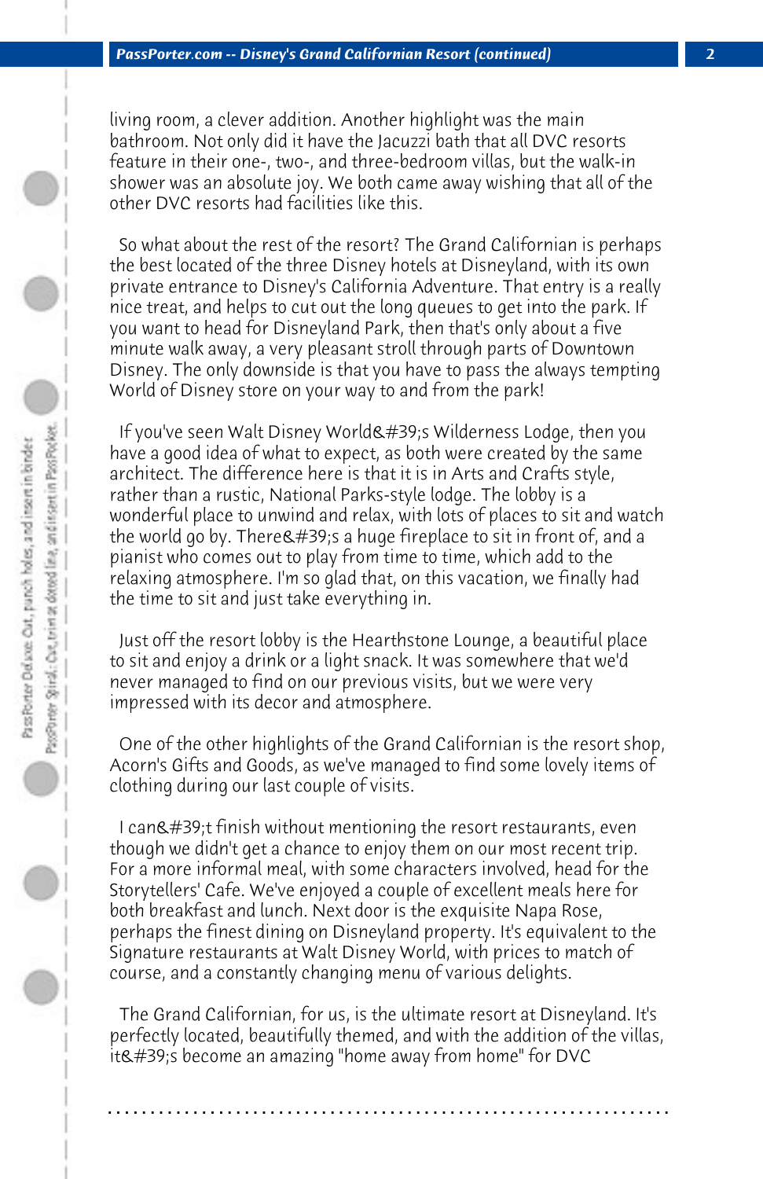living room, a clever addition. Another highlight was the main bathroom. Not only did it have the Jacuzzi bath that all DVC resorts feature in their one-, two-, and three-bedroom villas, but the walk-in shower was an absolute joy. We both came away wishing that all of the other DVC resorts had facilities like this.

So what about the rest of the resort? The Grand Californian is perhaps the best located of the three Disney hotels at Disneyland, with its own private entrance to Disney's California Adventure. That entry is a really nice treat, and helps to cut out the long queues to get into the park. If you want to head for Disneyland Park, then that's only about a five minute walk away, a very pleasant stroll through parts of Downtown Disney. The only downside is that you have to pass the always tempting World of Disney store on your way to and from the park!

If you've seen Walt Disney World&#39;s Wilderness Lodge, then you have a good idea of what to expect, as both were created by the same architect. The difference here is that it is in Arts and Crafts style, rather than a rustic, National Parks-style lodge. The lobby is a wonderful place to unwind and relax, with lots of places to sit and watch the world go by. There&#39;s a huge fireplace to sit in front of, and a pianist who comes out to play from time to time, which add to the relaxing atmosphere. I'm so glad that, on this vacation, we finally had the time to sit and just take everything in.

Just off the resort lobby is the Hearthstone Lounge, a beautiful place to sit and enjoy a drink or a light snack. It was somewhere that we'd never managed to find on our previous visits, but we were very impressed with its decor and atmosphere.

One of the other highlights of the Grand Californian is the resort shop, Acorn's Gifts and Goods, as we've managed to find some lovely items of clothing during our last couple of visits.

I can&#39;t finish without mentioning the resort restaurants, even though we didn't get a chance to enjoy them on our most recent trip. For a more informal meal, with some characters involved, head for the Storytellers' Cafe. We've enjoyed a couple of excellent meals here for both breakfast and lunch. Next door is the exquisite Napa Rose, perhaps the finest dining on Disneyland property. It's equivalent to the Signature restaurants at Walt Disney World, with prices to match of course, and a constantly changing menu of various delights.

The Grand Californian, for us, is the ultimate resort at Disneyland. It's perfectly located, beautifully themed, and with the addition of the villas, it&#39;s become an amazing "home away from home" for DVC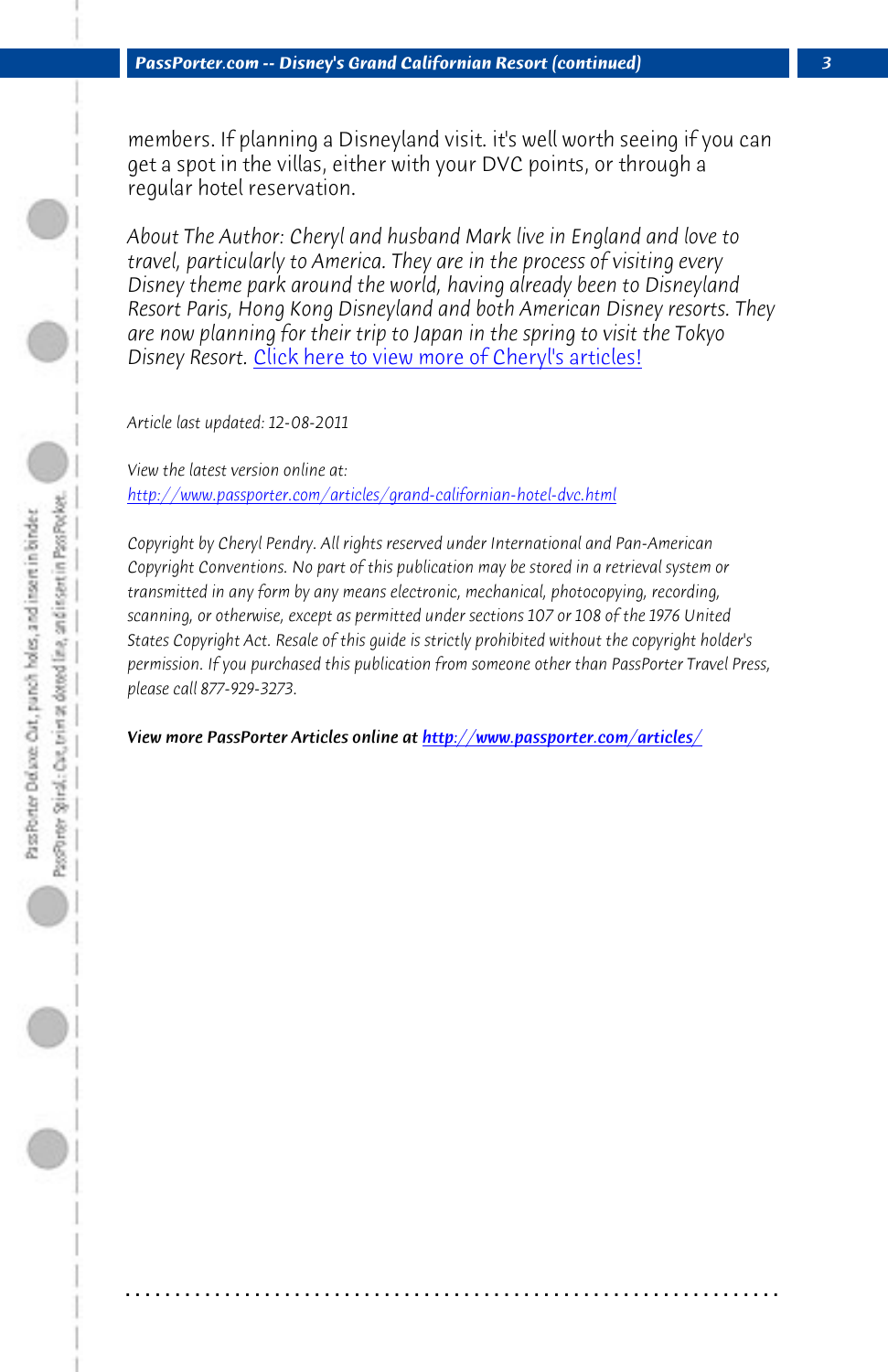members. If planning a Disneyland visit. it's well worth seeing if you can get a spot in the villas, either with your DVC points, or through a regular hotel reservation.

*About The Author: Cheryl and husband Mark live in England and love to travel, particularly to America. They are in the process of visiting every Disney theme park around the world, having already been to Disneyland Resort Paris, Hong Kong Disneyland and both American Disney resorts. They are now planning for their trip to Japan in the spring to visit the Tokyo Disney Resort.* [Click here to view more of Cheryl's articles!]

*Article last updated: 12-08-2011*

*View the latest version online at:*
*http://www.passporter.com/articles/grand-californian-hotel-dvc.html*

*Copyright by Cheryl Pendry. All rights reserved under International and Pan-American Copyright Conventions. No part of this publication may be stored in a retrieval system or transmitted in any form by any means electronic, mechanical, photocopying, recording, scanning, or otherwise, except as permitted under sections 107 or 108 of the 1976 United States Copyright Act. Resale of this guide is strictly prohibited without the copyright holder's permission. If you purchased this publication from someone other than PassPorter Travel Press, please call 877-929-3273.*

***View more PassPorter Articles online at http://www.passporter.com/articles/***